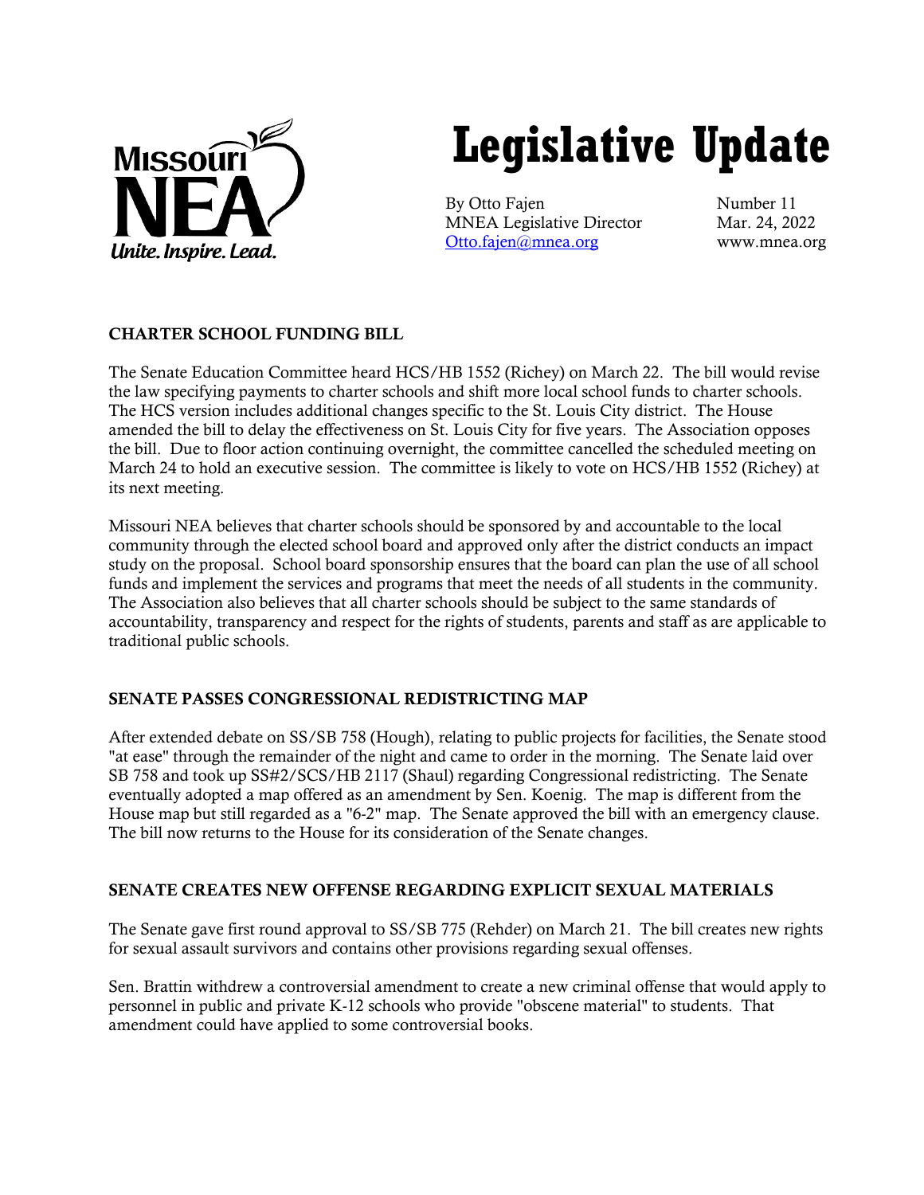Missouri NEA
Unite. Inspire. Lead.

# Legislative Update

By Otto Fajen
MNEA Legislative Director
Otto.fajen@mnea.org

Number 11
Mar. 24, 2022
www.mnea.org

## CHARTER SCHOOL FUNDING BILL

The Senate Education Committee heard HCS/HB 1552 (Richey) on March 22. The bill would revise the law specifying payments to charter schools and shift more local school funds to charter schools. The HCS version includes additional changes specific to the St. Louis City district. The House amended the bill to delay the effectiveness on St. Louis City for five years. The Association opposes the bill. Due to floor action continuing overnight, the committee cancelled the scheduled meeting on March 24 to hold an executive session. The committee is likely to vote on HCS/HB 1552 (Richey) at its next meeting.

Missouri NEA believes that charter schools should be sponsored by and accountable to the local community through the elected school board and approved only after the district conducts an impact study on the proposal. School board sponsorship ensures that the board can plan the use of all school funds and implement the services and programs that meet the needs of all students in the community. The Association also believes that all charter schools should be subject to the same standards of accountability, transparency and respect for the rights of students, parents and staff as are applicable to traditional public schools.

## SENATE PASSES CONGRESSIONAL REDISTRICTING MAP

After extended debate on SS/SB 758 (Hough), relating to public projects for facilities, the Senate stood "at ease" through the remainder of the night and came to order in the morning. The Senate laid over SB 758 and took up SS#2/SCS/HB 2117 (Shaul) regarding Congressional redistricting. The Senate eventually adopted a map offered as an amendment by Sen. Koenig. The map is different from the House map but still regarded as a "6-2" map. The Senate approved the bill with an emergency clause. The bill now returns to the House for its consideration of the Senate changes.

## SENATE CREATES NEW OFFENSE REGARDING EXPLICIT SEXUAL MATERIALS

The Senate gave first round approval to SS/SB 775 (Rehder) on March 21. The bill creates new rights for sexual assault survivors and contains other provisions regarding sexual offenses.

Sen. Brattin withdrew a controversial amendment to create a new criminal offense that would apply to personnel in public and private K-12 schools who provide "obscene material" to students. That amendment could have applied to some controversial books.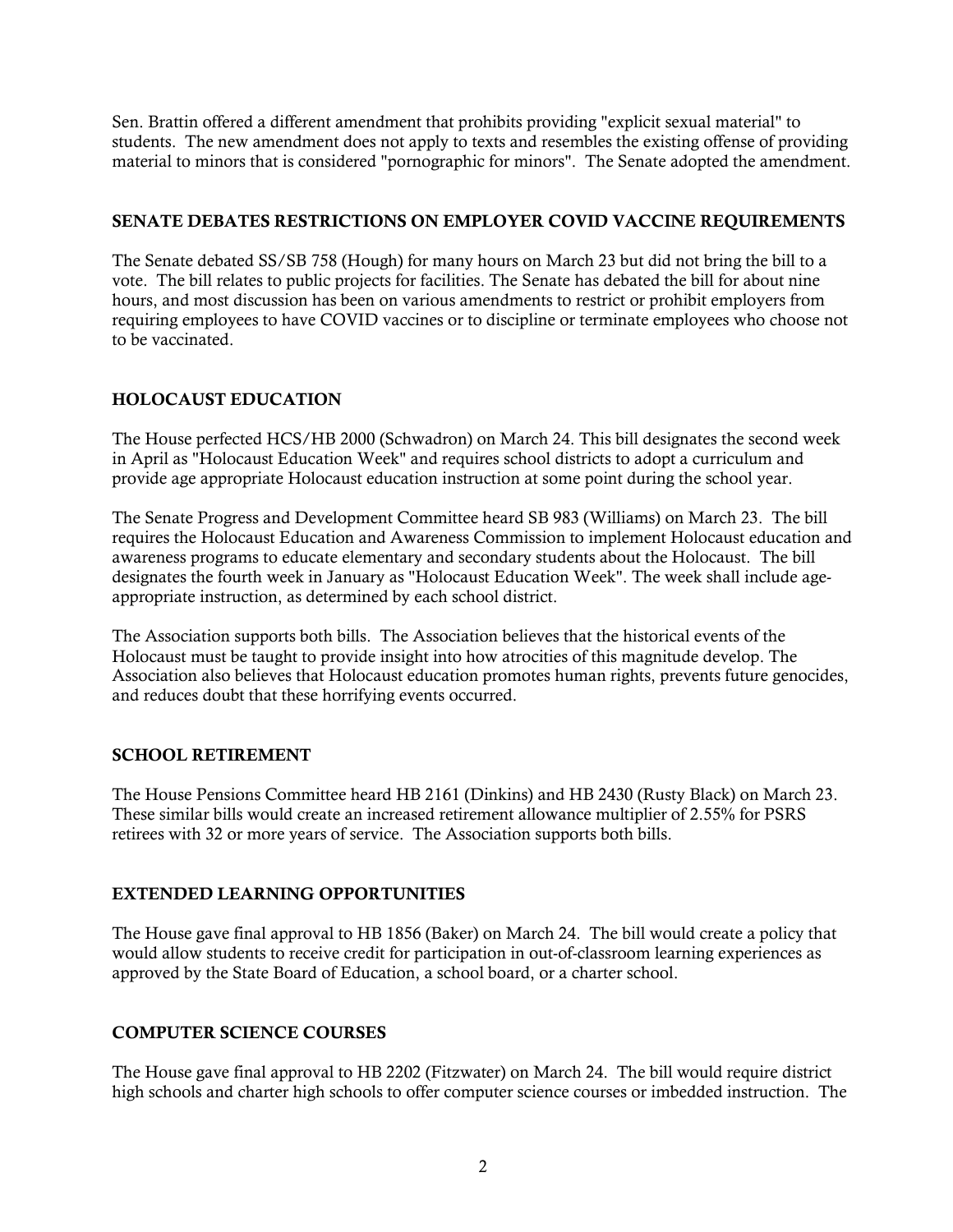Sen. Brattin offered a different amendment that prohibits providing "explicit sexual material" to students. The new amendment does not apply to texts and resembles the existing offense of providing material to minors that is considered "pornographic for minors". The Senate adopted the amendment.

## SENATE DEBATES RESTRICTIONS ON EMPLOYER COVID VACCINE REQUIREMENTS

The Senate debated SS/SB 758 (Hough) for many hours on March 23 but did not bring the bill to a vote. The bill relates to public projects for facilities. The Senate has debated the bill for about nine hours, and most discussion has been on various amendments to restrict or prohibit employers from requiring employees to have COVID vaccines or to discipline or terminate employees who choose not to be vaccinated.

## HOLOCAUST EDUCATION

The House perfected HCS/HB 2000 (Schwadron) on March 24. This bill designates the second week in April as "Holocaust Education Week" and requires school districts to adopt a curriculum and provide age appropriate Holocaust education instruction at some point during the school year.

The Senate Progress and Development Committee heard SB 983 (Williams) on March 23. The bill requires the Holocaust Education and Awareness Commission to implement Holocaust education and awareness programs to educate elementary and secondary students about the Holocaust. The bill designates the fourth week in January as "Holocaust Education Week". The week shall include age-appropriate instruction, as determined by each school district.

The Association supports both bills. The Association believes that the historical events of the Holocaust must be taught to provide insight into how atrocities of this magnitude develop. The Association also believes that Holocaust education promotes human rights, prevents future genocides, and reduces doubt that these horrifying events occurred.

## SCHOOL RETIREMENT

The House Pensions Committee heard HB 2161 (Dinkins) and HB 2430 (Rusty Black) on March 23. These similar bills would create an increased retirement allowance multiplier of 2.55% for PSRS retirees with 32 or more years of service. The Association supports both bills.

## EXTENDED LEARNING OPPORTUNITIES

The House gave final approval to HB 1856 (Baker) on March 24. The bill would create a policy that would allow students to receive credit for participation in out-of-classroom learning experiences as approved by the State Board of Education, a school board, or a charter school.

## COMPUTER SCIENCE COURSES

The House gave final approval to HB 2202 (Fitzwater) on March 24. The bill would require district high schools and charter high schools to offer computer science courses or imbedded instruction. The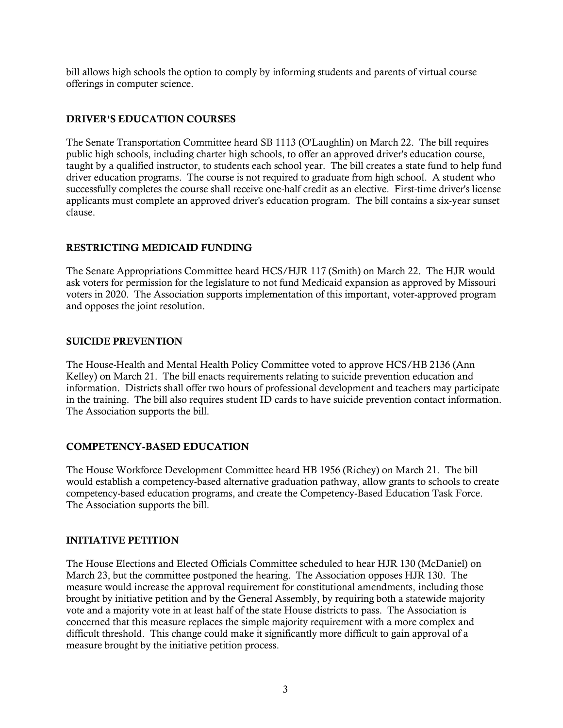bill allows high schools the option to comply by informing students and parents of virtual course offerings in computer science.

### DRIVER'S EDUCATION COURSES

The Senate Transportation Committee heard SB 1113 (O'Laughlin) on March 22. The bill requires public high schools, including charter high schools, to offer an approved driver's education course, taught by a qualified instructor, to students each school year. The bill creates a state fund to help fund driver education programs. The course is not required to graduate from high school. A student who successfully completes the course shall receive one-half credit as an elective. First-time driver's license applicants must complete an approved driver's education program. The bill contains a six-year sunset clause.

### RESTRICTING MEDICAID FUNDING

The Senate Appropriations Committee heard HCS/HJR 117 (Smith) on March 22. The HJR would ask voters for permission for the legislature to not fund Medicaid expansion as approved by Missouri voters in 2020. The Association supports implementation of this important, voter-approved program and opposes the joint resolution.

### SUICIDE PREVENTION

The House-Health and Mental Health Policy Committee voted to approve HCS/HB 2136 (Ann Kelley) on March 21. The bill enacts requirements relating to suicide prevention education and information. Districts shall offer two hours of professional development and teachers may participate in the training. The bill also requires student ID cards to have suicide prevention contact information. The Association supports the bill.

### COMPETENCY-BASED EDUCATION

The House Workforce Development Committee heard HB 1956 (Richey) on March 21. The bill would establish a competency-based alternative graduation pathway, allow grants to schools to create competency-based education programs, and create the Competency-Based Education Task Force. The Association supports the bill.

### INITIATIVE PETITION

The House Elections and Elected Officials Committee scheduled to hear HJR 130 (McDaniel) on March 23, but the committee postponed the hearing. The Association opposes HJR 130. The measure would increase the approval requirement for constitutional amendments, including those brought by initiative petition and by the General Assembly, by requiring both a statewide majority vote and a majority vote in at least half of the state House districts to pass. The Association is concerned that this measure replaces the simple majority requirement with a more complex and difficult threshold. This change could make it significantly more difficult to gain approval of a measure brought by the initiative petition process.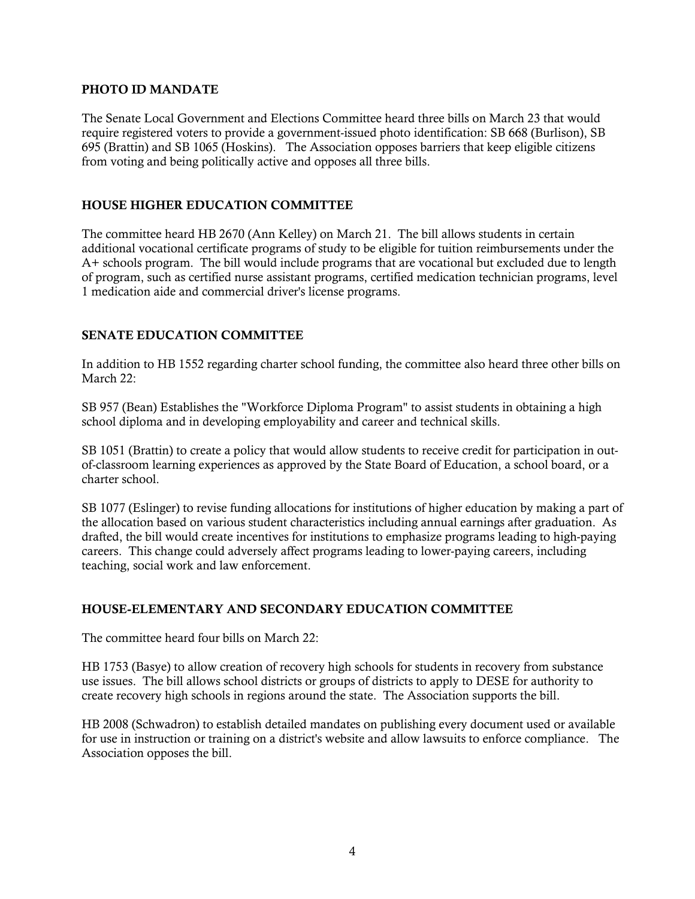## PHOTO ID MANDATE

The Senate Local Government and Elections Committee heard three bills on March 23 that would require registered voters to provide a government-issued photo identification: SB 668 (Burlison), SB 695 (Brattin) and SB 1065 (Hoskins). The Association opposes barriers that keep eligible citizens from voting and being politically active and opposes all three bills.

## HOUSE HIGHER EDUCATION COMMITTEE

The committee heard HB 2670 (Ann Kelley) on March 21. The bill allows students in certain additional vocational certificate programs of study to be eligible for tuition reimbursements under the A+ schools program. The bill would include programs that are vocational but excluded due to length of program, such as certified nurse assistant programs, certified medication technician programs, level 1 medication aide and commercial driver's license programs.

## SENATE EDUCATION COMMITTEE

In addition to HB 1552 regarding charter school funding, the committee also heard three other bills on March 22:

SB 957 (Bean) Establishes the "Workforce Diploma Program" to assist students in obtaining a high school diploma and in developing employability and career and technical skills.

SB 1051 (Brattin) to create a policy that would allow students to receive credit for participation in out-of-classroom learning experiences as approved by the State Board of Education, a school board, or a charter school.

SB 1077 (Eslinger) to revise funding allocations for institutions of higher education by making a part of the allocation based on various student characteristics including annual earnings after graduation. As drafted, the bill would create incentives for institutions to emphasize programs leading to high-paying careers. This change could adversely affect programs leading to lower-paying careers, including teaching, social work and law enforcement.

## HOUSE-ELEMENTARY AND SECONDARY EDUCATION COMMITTEE

The committee heard four bills on March 22:

HB 1753 (Basye) to allow creation of recovery high schools for students in recovery from substance use issues. The bill allows school districts or groups of districts to apply to DESE for authority to create recovery high schools in regions around the state. The Association supports the bill.

HB 2008 (Schwadron) to establish detailed mandates on publishing every document used or available for use in instruction or training on a district's website and allow lawsuits to enforce compliance. The Association opposes the bill.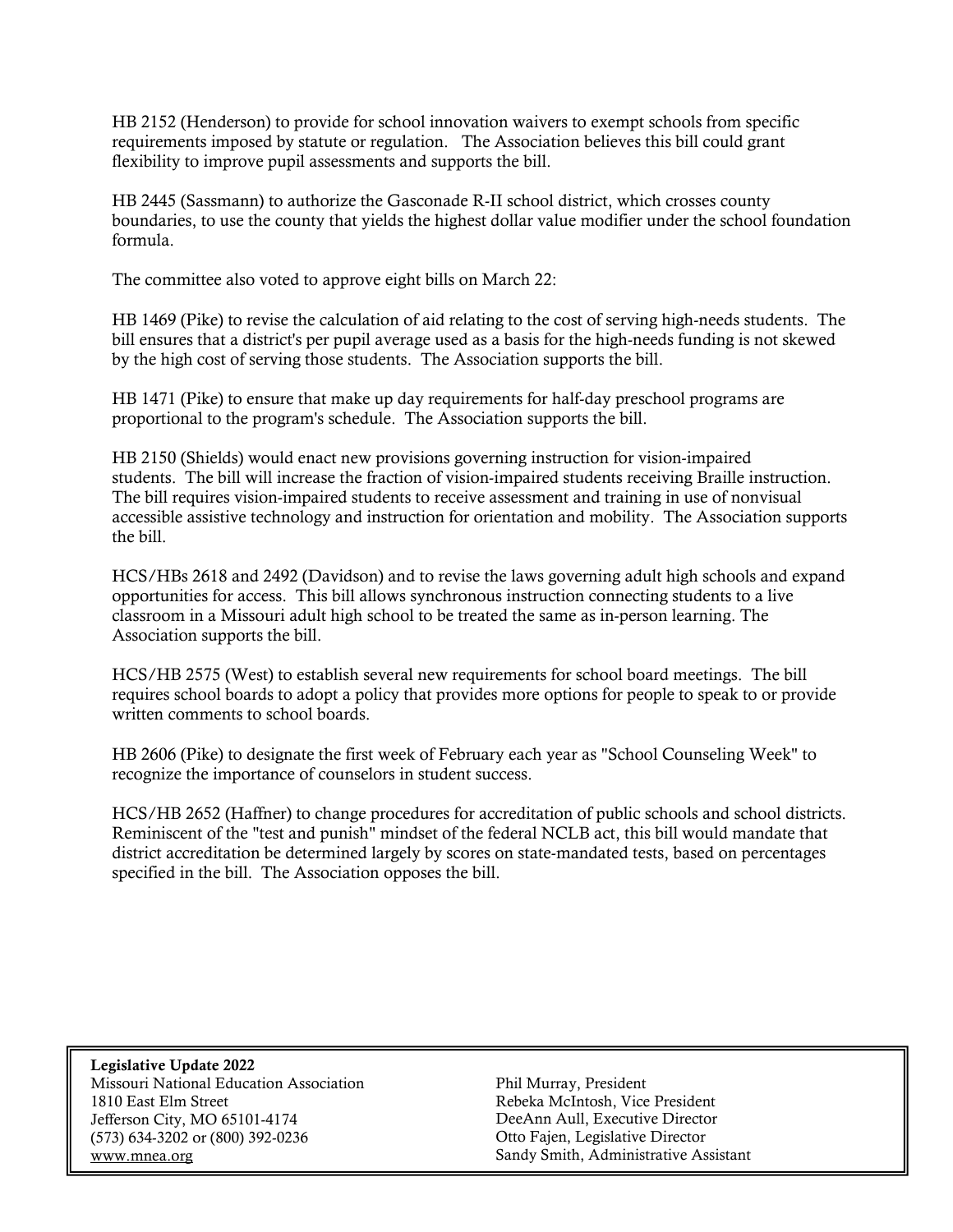HB 2152 (Henderson) to provide for school innovation waivers to exempt schools from specific requirements imposed by statute or regulation. The Association believes this bill could grant flexibility to improve pupil assessments and supports the bill.

HB 2445 (Sassmann) to authorize the Gasconade R-II school district, which crosses county boundaries, to use the county that yields the highest dollar value modifier under the school foundation formula.

The committee also voted to approve eight bills on March 22:

HB 1469 (Pike) to revise the calculation of aid relating to the cost of serving high-needs students. The bill ensures that a district's per pupil average used as a basis for the high-needs funding is not skewed by the high cost of serving those students. The Association supports the bill.

HB 1471 (Pike) to ensure that make up day requirements for half-day preschool programs are proportional to the program's schedule. The Association supports the bill.

HB 2150 (Shields) would enact new provisions governing instruction for vision-impaired students. The bill will increase the fraction of vision-impaired students receiving Braille instruction. The bill requires vision-impaired students to receive assessment and training in use of nonvisual accessible assistive technology and instruction for orientation and mobility. The Association supports the bill.

HCS/HBs 2618 and 2492 (Davidson) and to revise the laws governing adult high schools and expand opportunities for access. This bill allows synchronous instruction connecting students to a live classroom in a Missouri adult high school to be treated the same as in-person learning. The Association supports the bill.

HCS/HB 2575 (West) to establish several new requirements for school board meetings. The bill requires school boards to adopt a policy that provides more options for people to speak to or provide written comments to school boards.

HB 2606 (Pike) to designate the first week of February each year as "School Counseling Week" to recognize the importance of counselors in student success.

HCS/HB 2652 (Haffner) to change procedures for accreditation of public schools and school districts. Reminiscent of the "test and punish" mindset of the federal NCLB act, this bill would mandate that district accreditation be determined largely by scores on state-mandated tests, based on percentages specified in the bill. The Association opposes the bill.

**Legislative Update 2022**
Missouri National Education Association
1810 East Elm Street
Jefferson City, MO 65101-4174
(573) 634-3202 or (800) 392-0236
www.mnea.org

Phil Murray, President
Rebeka McIntosh, Vice President
DeeAnn Aull, Executive Director
Otto Fajen, Legislative Director
Sandy Smith, Administrative Assistant